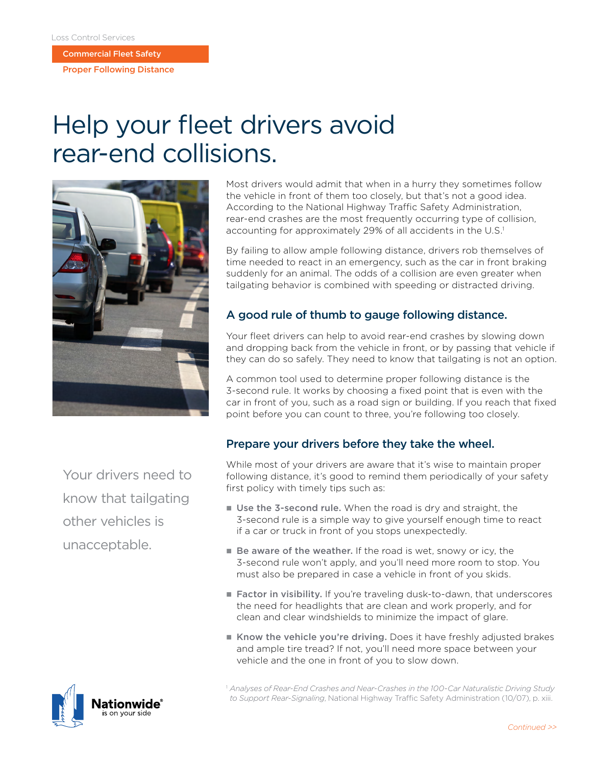Loss Control Services

**Commercial Fleet Safety**

**Proper Following Distance**

# Help your fleet drivers avoid rear-end collisions.

Most drivers would admit that when in a hurry they sometimes follow the vehicle in front of them too closely, but that's not a good idea. According to the National Highway Traffic Safety Administration, rear-end crashes are the most frequently occurring type of collision, accounting for approximately 29% of all accidents in the U.S.[1]

By failing to allow ample following distance, drivers rob themselves of time needed to react in an emergency, such as the car in front braking suddenly for an animal. The odds of a collision are even greater when tailgating behavior is combined with speeding or distracted driving.

## A good rule of thumb to gauge following distance.

Your fleet drivers can help to avoid rear-end crashes by slowing down and dropping back from the vehicle in front, or by passing that vehicle if they can do so safely. They need to know that tailgating is not an option.

A common tool used to determine proper following distance is the 3-second rule. It works by choosing a fixed point that is even with the car in front of you, such as a road sign or building. If you reach that fixed point before you can count to three, you're following too closely.

Your drivers need to know that tailgating other vehicles is unacceptable.

## Prepare your drivers before they take the wheel.

While most of your drivers are aware that it's wise to maintain proper following distance, it's good to remind them periodically of your safety first policy with timely tips such as:

- **Use the 3-second rule.** When the road is dry and straight, the 3-second rule is a simple way to give yourself enough time to react if a car or truck in front of you stops unexpectedly.
- **Be aware of the weather.** If the road is wet, snowy or icy, the 3-second rule won't apply, and you'll need more room to stop. You must also be prepared in case a vehicle in front of you skids.
- **Factor in visibility.** If you're traveling dusk-to-dawn, that underscores the need for headlights that are clean and work properly, and for clean and clear windshields to minimize the impact of glare.
- **Know the vehicle you're driving.** Does it have freshly adjusted brakes and ample tire tread? If not, you'll need more space between your vehicle and the one in front of you to slow down.

[1] *Analyses of Rear-End Crashes and Near-Crashes in the 100-Car Naturalistic Driving Study to Support Rear-Signaling*, National Highway Traffic Safety Administration (10/07), p. xiii.

Nationwide® is on your side

*Continued >>*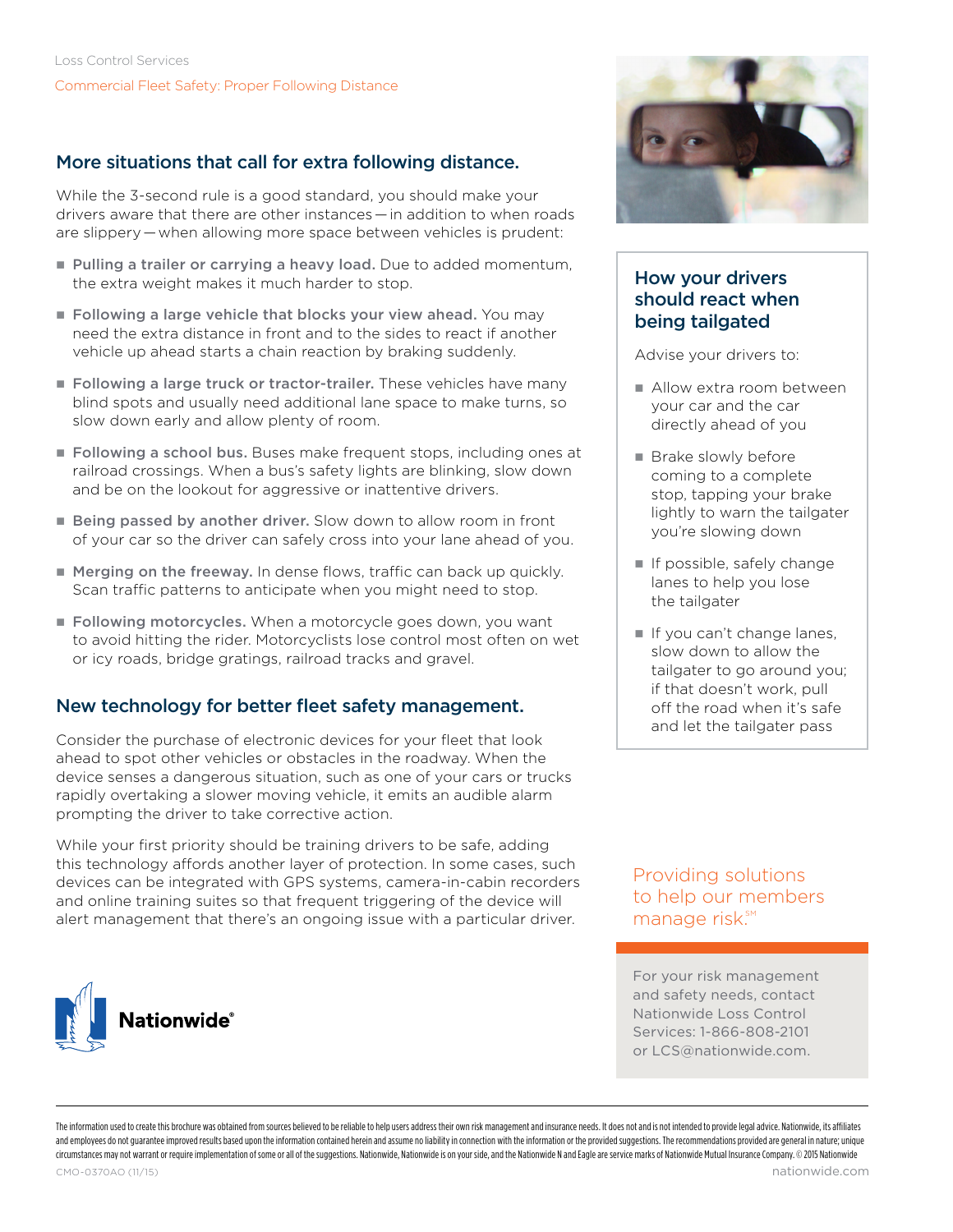## More situations that call for extra following distance.

While the 3-second rule is a good standard, you should make your drivers aware that there are other instances — in addition to when roads are slippery — when allowing more space between vehicles is prudent:

- **Pulling a trailer or carrying a heavy load.** Due to added momentum, the extra weight makes it much harder to stop.
- **Following a large vehicle that blocks your view ahead.** You may need the extra distance in front and to the sides to react if another vehicle up ahead starts a chain reaction by braking suddenly.
- **Following a large truck or tractor-trailer.** These vehicles have many blind spots and usually need additional lane space to make turns, so slow down early and allow plenty of room.
- **Following a school bus.** Buses make frequent stops, including ones at railroad crossings. When a bus's safety lights are blinking, slow down and be on the lookout for aggressive or inattentive drivers.
- **Being passed by another driver.** Slow down to allow room in front of your car so the driver can safely cross into your lane ahead of you.
- **Merging on the freeway.** In dense flows, traffic can back up quickly. Scan traffic patterns to anticipate when you might need to stop.
- **Following motorcycles.** When a motorcycle goes down, you want to avoid hitting the rider. Motorcyclists lose control most often on wet or icy roads, bridge gratings, railroad tracks and gravel.

## New technology for better fleet safety management.

Consider the purchase of electronic devices for your fleet that look ahead to spot other vehicles or obstacles in the roadway. When the device senses a dangerous situation, such as one of your cars or trucks rapidly overtaking a slower moving vehicle, it emits an audible alarm prompting the driver to take corrective action.

While your first priority should be training drivers to be safe, adding this technology affords another layer of protection. In some cases, such devices can be integrated with GPS systems, camera-in-cabin recorders and online training suites so that frequent triggering of the device will alert management that there's an ongoing issue with a particular driver.

### How your drivers should react when being tailgated

Advise your drivers to:

- Allow extra room between your car and the car directly ahead of you
- Brake slowly before coming to a complete stop, tapping your brake lightly to warn the tailgater you're slowing down
- If possible, safely change lanes to help you lose the tailgater
- If you can't change lanes, slow down to allow the tailgater to go around you; if that doesn't work, pull off the road when it's safe and let the tailgater pass

Providing solutions to help our members manage risk.℠

For your risk management and safety needs, contact Nationwide Loss Control Services: 1-866-808-2101 or LCS@nationwide.com.

Nationwide®

The information used to create this brochure was obtained from sources believed to be reliable to help users address their own risk management and insurance needs. It does not and is not intended to provide legal advice. Nationwide, its affiliates and employees do not guarantee improved results based upon the information contained herein and assume no liability in connection with the information or the provided suggestions. The recommendations provided are general in nature; unique circumstances may not warrant or require implementation of some or all of the suggestions. Nationwide, Nationwide is on your side, and the Nationwide N and Eagle are service marks of Nationwide Mutual Insurance Company. © 2015 Nationwide

CMO-0370AO (11/15)

nationwide.com